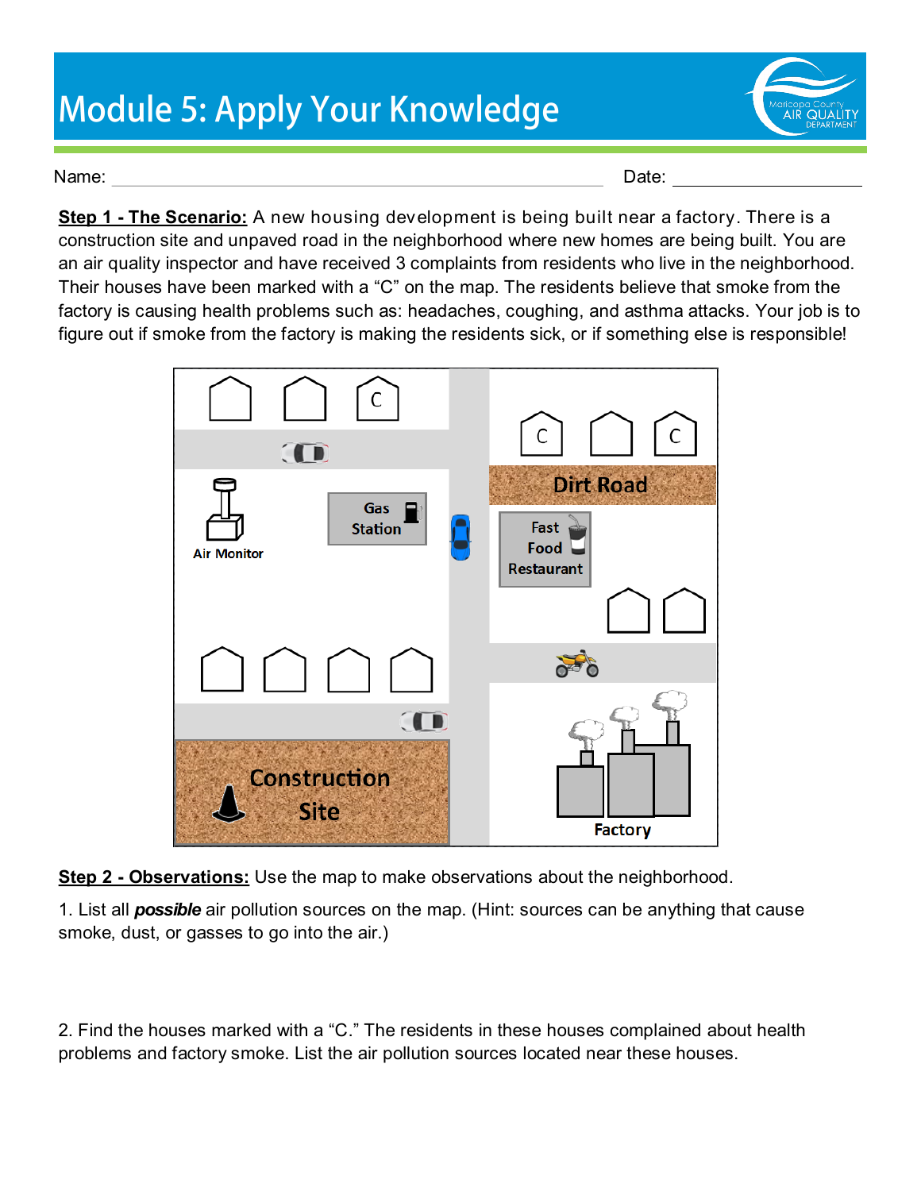# Module 5: Apply Your Knowledge

Name: ______________________________ Date: ______________

**Step 1 - The Scenario:** A new housing development is being built near a factory. There is a construction site and unpaved road in the neighborhood where new homes are being built. You are an air quality inspector and have received 3 complaints from residents who live in the neighborhood. Their houses have been marked with a "C" on the map. The residents believe that smoke from the factory is causing health problems such as: headaches, coughing, and asthma attacks. Your job is to figure out if smoke from the factory is making the residents sick, or if something else is responsible!

**Step 2 - Observations:** Use the map to make observations about the neighborhood.

1. List all ***possible*** air pollution sources on the map. (Hint: sources can be anything that cause smoke, dust, or gasses to go into the air.)

2. Find the houses marked with a "C." The residents in these houses complained about health problems and factory smoke. List the air pollution sources located near these houses.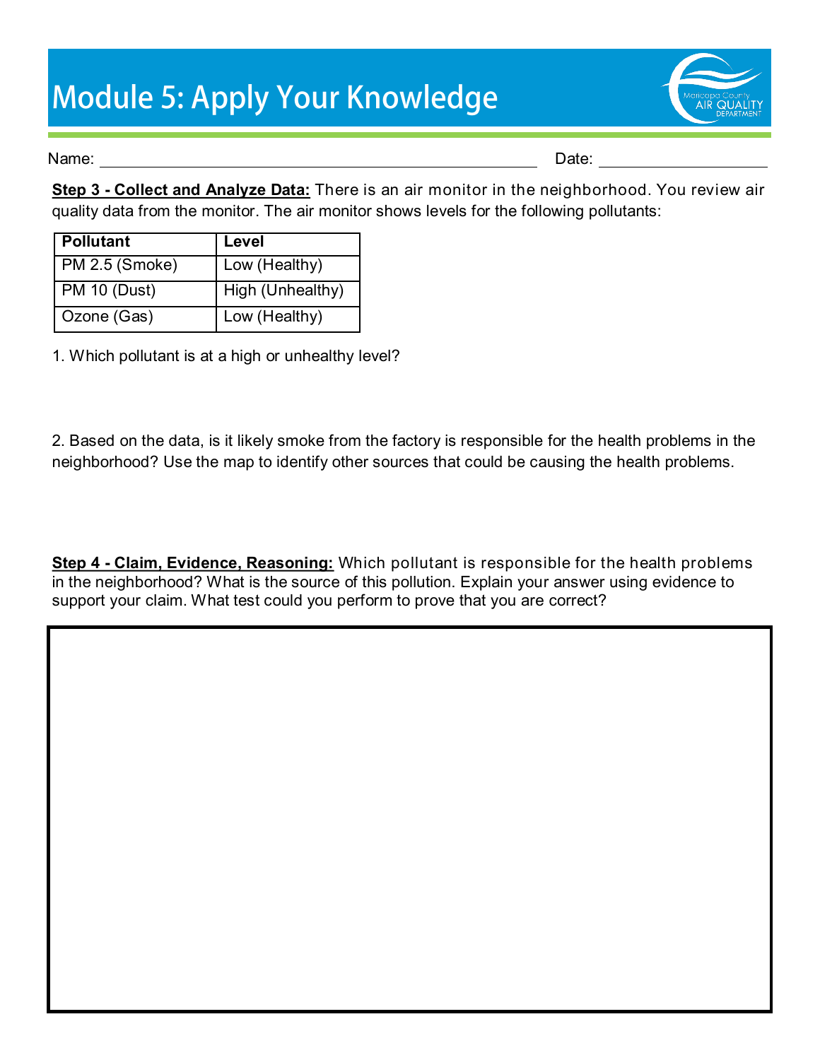# Module 5: Apply Your Knowledge

Name: ______________________________ Date: ______________

**Step 3 - Collect and Analyze Data:** There is an air monitor in the neighborhood. You review air quality data from the monitor. The air monitor shows levels for the following pollutants:

| Pollutant | Level |
|---|---|
| PM 2.5 (Smoke) | Low (Healthy) |
| PM 10 (Dust) | High (Unhealthy) |
| Ozone (Gas) | Low (Healthy) |

1. Which pollutant is at a high or unhealthy level?

2. Based on the data, is it likely smoke from the factory is responsible for the health problems in the neighborhood? Use the map to identify other sources that could be causing the health problems.

**Step 4 - Claim, Evidence, Reasoning:** Which pollutant is responsible for the health problems in the neighborhood? What is the source of this pollution. Explain your answer using evidence to support your claim. What test could you perform to prove that you are correct?